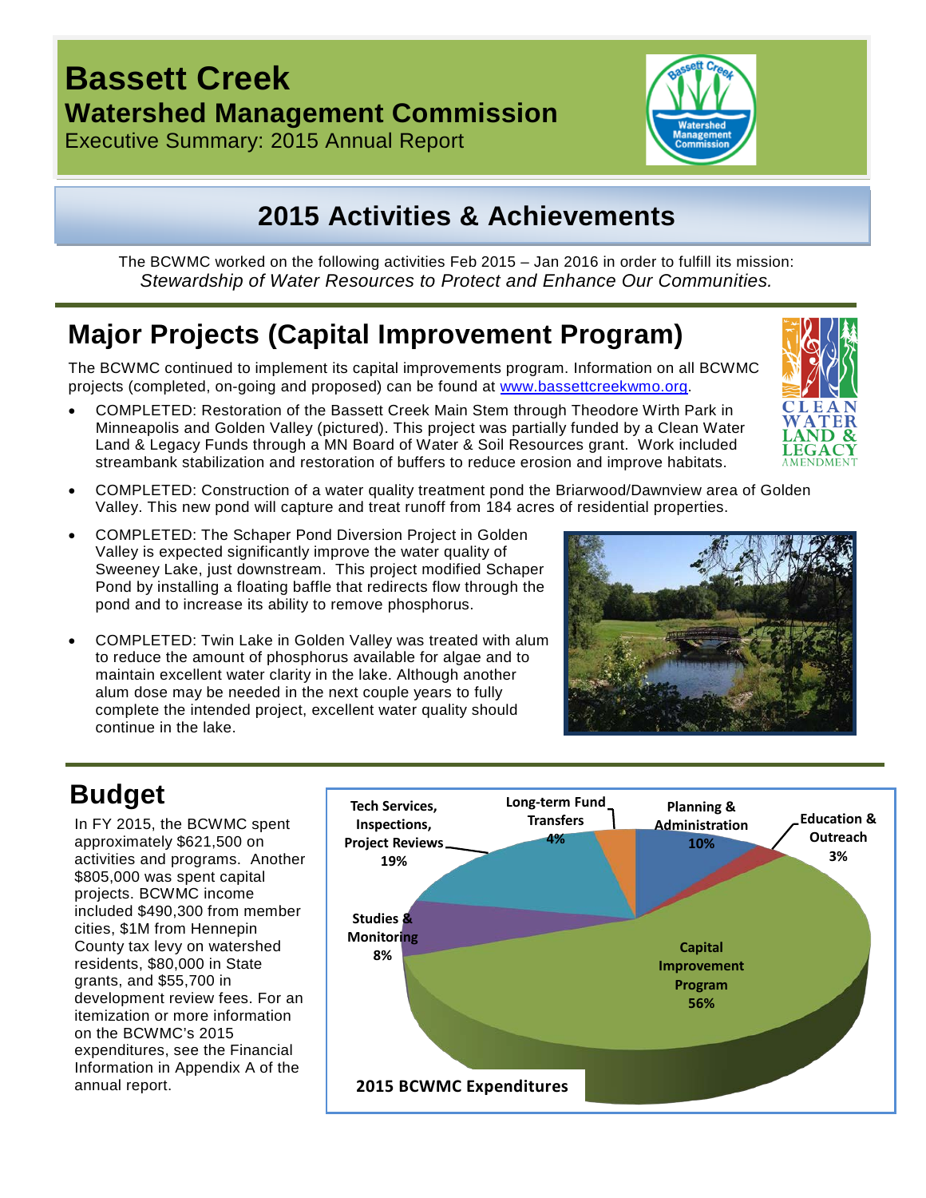# Bassett Creek

## Watershed Management Commission

Executive Summary: 2015 Annual Report

## 2015 Activities & Achievements

The BCWMC worked on the following activities Feb 2015 – Jan 2016 in order to fulfill its mission:
*Stewardship of Water Resources to Protect and Enhance Our Communities.*

## Major Projects (Capital Improvement Program)

The BCWMC continued to implement its capital improvements program. Information on all BCWMC projects (completed, on-going and proposed) can be found at www.bassettcreekwmo.org.

- COMPLETED: Restoration of the Bassett Creek Main Stem through Theodore Wirth Park in Minneapolis and Golden Valley (pictured). This project was partially funded by a Clean Water Land & Legacy Funds through a MN Board of Water & Soil Resources grant. Work included streambank stabilization and restoration of buffers to reduce erosion and improve habitats.
- COMPLETED: Construction of a water quality treatment pond the Briarwood/Dawnview area of Golden Valley. This new pond will capture and treat runoff from 184 acres of residential properties.
- COMPLETED: The Schaper Pond Diversion Project in Golden Valley is expected significantly improve the water quality of Sweeney Lake, just downstream. This project modified Schaper Pond by installing a floating baffle that redirects flow through the pond and to increase its ability to remove phosphorus.
- COMPLETED: Twin Lake in Golden Valley was treated with alum to reduce the amount of phosphorus available for algae and to maintain excellent water clarity in the lake. Although another alum dose may be needed in the next couple years to fully complete the intended project, excellent water quality should continue in the lake.

## Budget

In FY 2015, the BCWMC spent approximately $621,500 on activities and programs. Another $805,000 was spent capital projects. BCWMC income included $490,300 from member cities, $1M from Hennepin County tax levy on watershed residents, $80,000 in State grants, and $55,700 in development review fees. For an itemization or more information on the BCWMC's 2015 expenditures, see the Financial Information in Appendix A of the annual report.

**2015 BCWMC Expenditures**

| Category | Percent |
|---|---|
| Capital Improvement Program | 56% |
| Tech Services, Inspections, Project Reviews | 19% |
| Planning & Administration | 10% |
| Studies & Monitoring | 8% |
| Long-term Fund Transfers | 4% |
| Education & Outreach | 3% |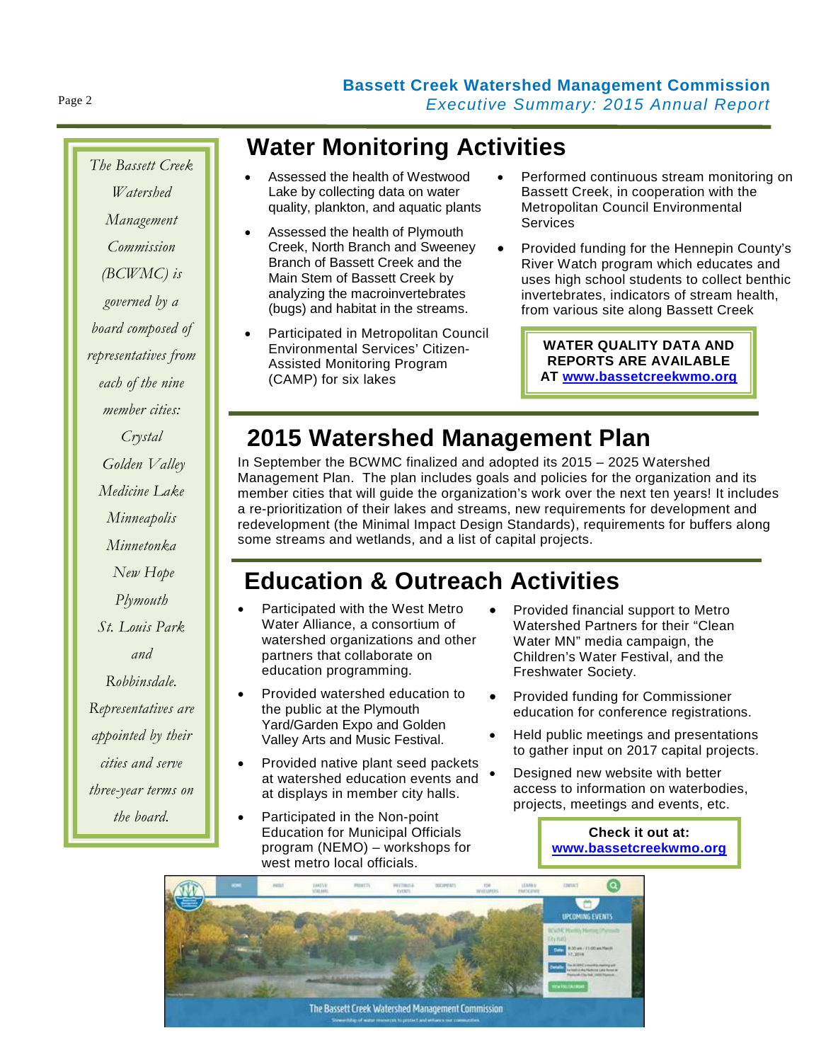*The Bassett Creek Watershed Management Commission (BCWMC) is governed by a board composed of representatives from each of the nine member cities: Crystal Golden Valley Medicine Lake Minneapolis Minnetonka New Hope Plymouth St. Louis Park and Robbinsdale. Representatives are appointed by their cities and serve three-year terms on the board.*

# Water Monitoring Activities

- Assessed the health of Westwood Lake by collecting data on water quality, plankton, and aquatic plants
- Assessed the health of Plymouth Creek, North Branch and Sweeney Branch of Bassett Creek and the Main Stem of Bassett Creek by analyzing the macroinvertebrates (bugs) and habitat in the streams.
- Participated in Metropolitan Council Environmental Services' Citizen-Assisted Monitoring Program (CAMP) for six lakes
- Performed continuous stream monitoring on Bassett Creek, in cooperation with the Metropolitan Council Environmental Services
- Provided funding for the Hennepin County's River Watch program which educates and uses high school students to collect benthic invertebrates, indicators of stream health, from various site along Bassett Creek

**WATER QUALITY DATA AND REPORTS ARE AVAILABLE AT www.bassetcreekwmo.org**

# 2015 Watershed Management Plan

In September the BCWMC finalized and adopted its 2015 – 2025 Watershed Management Plan. The plan includes goals and policies for the organization and its member cities that will guide the organization's work over the next ten years! It includes a re-prioritization of their lakes and streams, new requirements for development and redevelopment (the Minimal Impact Design Standards), requirements for buffers along some streams and wetlands, and a list of capital projects.

# Education & Outreach Activities

- Participated with the West Metro Water Alliance, a consortium of watershed organizations and other partners that collaborate on education programming.
- Provided watershed education to the public at the Plymouth Yard/Garden Expo and Golden Valley Arts and Music Festival.
- Provided native plant seed packets at watershed education events and at displays in member city halls.
- Participated in the Non-point Education for Municipal Officials program (NEMO) – workshops for west metro local officials.
- Provided financial support to Metro Watershed Partners for their "Clean Water MN" media campaign, the Children's Water Festival, and the Freshwater Society.
- Provided funding for Commissioner education for conference registrations.
- Held public meetings and presentations to gather input on 2017 capital projects.
- Designed new website with better access to information on waterbodies, projects, meetings and events, etc.

**Check it out at: www.bassetcreekwmo.org**